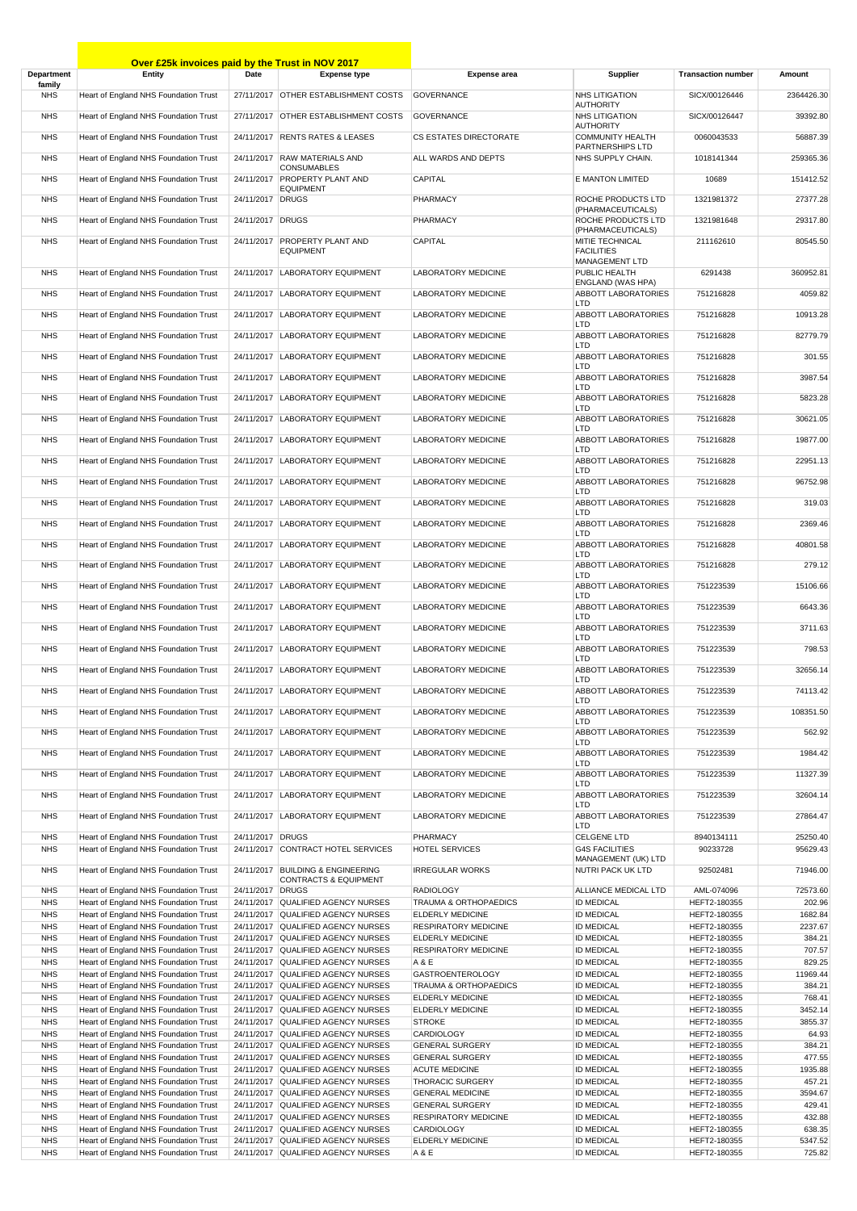## Over £25k invoices paid by the Trust in NOV 2017

| Department family | Entity | Date | Expense type | Expense area | Supplier | Transaction number | Amount |
|---|---|---|---|---|---|---|---|
| NHS | Heart of England NHS Foundation Trust | 27/11/2017 | OTHER ESTABLISHMENT COSTS | GOVERNANCE | NHS LITIGATION AUTHORITY | SICX/00126446 | 2364426.30 |
| NHS | Heart of England NHS Foundation Trust | 27/11/2017 | OTHER ESTABLISHMENT COSTS | GOVERNANCE | NHS LITIGATION AUTHORITY | SICX/00126447 | 39392.80 |
| NHS | Heart of England NHS Foundation Trust | 24/11/2017 | RENTS RATES & LEASES | CS ESTATES DIRECTORATE | COMMUNITY HEALTH PARTNERSHIPS LTD | 0060043533 | 56887.39 |
| NHS | Heart of England NHS Foundation Trust | 24/11/2017 | RAW MATERIALS AND CONSUMABLES | ALL WARDS AND DEPTS | NHS SUPPLY CHAIN. | 1018141344 | 259365.36 |
| NHS | Heart of England NHS Foundation Trust | 24/11/2017 | PROPERTY PLANT AND EQUIPMENT | CAPITAL | E MANTON LIMITED | 10689 | 151412.52 |
| NHS | Heart of England NHS Foundation Trust | 24/11/2017 | DRUGS | PHARMACY | ROCHE PRODUCTS LTD (PHARMACEUTICALS) | 1321981372 | 27377.28 |
| NHS | Heart of England NHS Foundation Trust | 24/11/2017 | DRUGS | PHARMACY | ROCHE PRODUCTS LTD (PHARMACEUTICALS) | 1321981648 | 29317.80 |
| NHS | Heart of England NHS Foundation Trust | 24/11/2017 | PROPERTY PLANT AND EQUIPMENT | CAPITAL | MITIE TECHNICAL FACILITIES MANAGEMENT LTD | 211162610 | 80545.50 |
| NHS | Heart of England NHS Foundation Trust | 24/11/2017 | LABORATORY EQUIPMENT | LABORATORY MEDICINE | PUBLIC HEALTH ENGLAND (WAS HPA) | 6291438 | 360952.81 |
| NHS | Heart of England NHS Foundation Trust | 24/11/2017 | LABORATORY EQUIPMENT | LABORATORY MEDICINE | ABBOTT LABORATORIES LTD | 751216828 | 4059.82 |
| NHS | Heart of England NHS Foundation Trust | 24/11/2017 | LABORATORY EQUIPMENT | LABORATORY MEDICINE | ABBOTT LABORATORIES LTD | 751216828 | 10913.28 |
| NHS | Heart of England NHS Foundation Trust | 24/11/2017 | LABORATORY EQUIPMENT | LABORATORY MEDICINE | ABBOTT LABORATORIES LTD | 751216828 | 82779.79 |
| NHS | Heart of England NHS Foundation Trust | 24/11/2017 | LABORATORY EQUIPMENT | LABORATORY MEDICINE | ABBOTT LABORATORIES LTD | 751216828 | 301.55 |
| NHS | Heart of England NHS Foundation Trust | 24/11/2017 | LABORATORY EQUIPMENT | LABORATORY MEDICINE | ABBOTT LABORATORIES LTD | 751216828 | 3987.54 |
| NHS | Heart of England NHS Foundation Trust | 24/11/2017 | LABORATORY EQUIPMENT | LABORATORY MEDICINE | ABBOTT LABORATORIES LTD | 751216828 | 5823.28 |
| NHS | Heart of England NHS Foundation Trust | 24/11/2017 | LABORATORY EQUIPMENT | LABORATORY MEDICINE | ABBOTT LABORATORIES LTD | 751216828 | 30621.05 |
| NHS | Heart of England NHS Foundation Trust | 24/11/2017 | LABORATORY EQUIPMENT | LABORATORY MEDICINE | ABBOTT LABORATORIES LTD | 751216828 | 19877.00 |
| NHS | Heart of England NHS Foundation Trust | 24/11/2017 | LABORATORY EQUIPMENT | LABORATORY MEDICINE | ABBOTT LABORATORIES LTD | 751216828 | 22951.13 |
| NHS | Heart of England NHS Foundation Trust | 24/11/2017 | LABORATORY EQUIPMENT | LABORATORY MEDICINE | ABBOTT LABORATORIES LTD | 751216828 | 96752.98 |
| NHS | Heart of England NHS Foundation Trust | 24/11/2017 | LABORATORY EQUIPMENT | LABORATORY MEDICINE | ABBOTT LABORATORIES LTD | 751216828 | 319.03 |
| NHS | Heart of England NHS Foundation Trust | 24/11/2017 | LABORATORY EQUIPMENT | LABORATORY MEDICINE | ABBOTT LABORATORIES LTD | 751216828 | 2369.46 |
| NHS | Heart of England NHS Foundation Trust | 24/11/2017 | LABORATORY EQUIPMENT | LABORATORY MEDICINE | ABBOTT LABORATORIES LTD | 751216828 | 40801.58 |
| NHS | Heart of England NHS Foundation Trust | 24/11/2017 | LABORATORY EQUIPMENT | LABORATORY MEDICINE | ABBOTT LABORATORIES LTD | 751216828 | 279.12 |
| NHS | Heart of England NHS Foundation Trust | 24/11/2017 | LABORATORY EQUIPMENT | LABORATORY MEDICINE | ABBOTT LABORATORIES LTD | 751223539 | 15106.66 |
| NHS | Heart of England NHS Foundation Trust | 24/11/2017 | LABORATORY EQUIPMENT | LABORATORY MEDICINE | ABBOTT LABORATORIES LTD | 751223539 | 6643.36 |
| NHS | Heart of England NHS Foundation Trust | 24/11/2017 | LABORATORY EQUIPMENT | LABORATORY MEDICINE | ABBOTT LABORATORIES LTD | 751223539 | 3711.63 |
| NHS | Heart of England NHS Foundation Trust | 24/11/2017 | LABORATORY EQUIPMENT | LABORATORY MEDICINE | ABBOTT LABORATORIES LTD | 751223539 | 798.53 |
| NHS | Heart of England NHS Foundation Trust | 24/11/2017 | LABORATORY EQUIPMENT | LABORATORY MEDICINE | ABBOTT LABORATORIES LTD | 751223539 | 32656.14 |
| NHS | Heart of England NHS Foundation Trust | 24/11/2017 | LABORATORY EQUIPMENT | LABORATORY MEDICINE | ABBOTT LABORATORIES LTD | 751223539 | 74113.42 |
| NHS | Heart of England NHS Foundation Trust | 24/11/2017 | LABORATORY EQUIPMENT | LABORATORY MEDICINE | ABBOTT LABORATORIES LTD | 751223539 | 108351.50 |
| NHS | Heart of England NHS Foundation Trust | 24/11/2017 | LABORATORY EQUIPMENT | LABORATORY MEDICINE | ABBOTT LABORATORIES LTD | 751223539 | 562.92 |
| NHS | Heart of England NHS Foundation Trust | 24/11/2017 | LABORATORY EQUIPMENT | LABORATORY MEDICINE | ABBOTT LABORATORIES LTD | 751223539 | 1984.42 |
| NHS | Heart of England NHS Foundation Trust | 24/11/2017 | LABORATORY EQUIPMENT | LABORATORY MEDICINE | ABBOTT LABORATORIES LTD | 751223539 | 11327.39 |
| NHS | Heart of England NHS Foundation Trust | 24/11/2017 | LABORATORY EQUIPMENT | LABORATORY MEDICINE | ABBOTT LABORATORIES LTD | 751223539 | 32604.14 |
| NHS | Heart of England NHS Foundation Trust | 24/11/2017 | LABORATORY EQUIPMENT | LABORATORY MEDICINE | ABBOTT LABORATORIES LTD | 751223539 | 27864.47 |
| NHS | Heart of England NHS Foundation Trust | 24/11/2017 | DRUGS | PHARMACY | CELGENE LTD | 8940134111 | 25250.40 |
| NHS | Heart of England NHS Foundation Trust | 24/11/2017 | CONTRACT HOTEL SERVICES | HOTEL SERVICES | G4S FACILITIES MANAGEMENT (UK) LTD | 90233728 | 95629.43 |
| NHS | Heart of England NHS Foundation Trust | 24/11/2017 | BUILDING & ENGINEERING CONTRACTS & EQUIPMENT | IRREGULAR WORKS | NUTRI PACK UK LTD | 92502481 | 71946.00 |
| NHS | Heart of England NHS Foundation Trust | 24/11/2017 | DRUGS | RADIOLOGY | ALLIANCE MEDICAL LTD | AML-074096 | 72573.60 |
| NHS | Heart of England NHS Foundation Trust | 24/11/2017 | QUALIFIED AGENCY NURSES | TRAUMA & ORTHOPAEDICS | ID MEDICAL | HEFT2-180355 | 202.96 |
| NHS | Heart of England NHS Foundation Trust | 24/11/2017 | QUALIFIED AGENCY NURSES | ELDERLY MEDICINE | ID MEDICAL | HEFT2-180355 | 1682.84 |
| NHS | Heart of England NHS Foundation Trust | 24/11/2017 | QUALIFIED AGENCY NURSES | RESPIRATORY MEDICINE | ID MEDICAL | HEFT2-180355 | 2237.67 |
| NHS | Heart of England NHS Foundation Trust | 24/11/2017 | QUALIFIED AGENCY NURSES | ELDERLY MEDICINE | ID MEDICAL | HEFT2-180355 | 384.21 |
| NHS | Heart of England NHS Foundation Trust | 24/11/2017 | QUALIFIED AGENCY NURSES | RESPIRATORY MEDICINE | ID MEDICAL | HEFT2-180355 | 707.57 |
| NHS | Heart of England NHS Foundation Trust | 24/11/2017 | QUALIFIED AGENCY NURSES | A & E | ID MEDICAL | HEFT2-180355 | 829.25 |
| NHS | Heart of England NHS Foundation Trust | 24/11/2017 | QUALIFIED AGENCY NURSES | GASTROENTEROLOGY | ID MEDICAL | HEFT2-180355 | 11969.44 |
| NHS | Heart of England NHS Foundation Trust | 24/11/2017 | QUALIFIED AGENCY NURSES | TRAUMA & ORTHOPAEDICS | ID MEDICAL | HEFT2-180355 | 384.21 |
| NHS | Heart of England NHS Foundation Trust | 24/11/2017 | QUALIFIED AGENCY NURSES | ELDERLY MEDICINE | ID MEDICAL | HEFT2-180355 | 768.41 |
| NHS | Heart of England NHS Foundation Trust | 24/11/2017 | QUALIFIED AGENCY NURSES | ELDERLY MEDICINE | ID MEDICAL | HEFT2-180355 | 3452.14 |
| NHS | Heart of England NHS Foundation Trust | 24/11/2017 | QUALIFIED AGENCY NURSES | STROKE | ID MEDICAL | HEFT2-180355 | 3855.37 |
| NHS | Heart of England NHS Foundation Trust | 24/11/2017 | QUALIFIED AGENCY NURSES | CARDIOLOGY | ID MEDICAL | HEFT2-180355 | 64.93 |
| NHS | Heart of England NHS Foundation Trust | 24/11/2017 | QUALIFIED AGENCY NURSES | GENERAL SURGERY | ID MEDICAL | HEFT2-180355 | 384.21 |
| NHS | Heart of England NHS Foundation Trust | 24/11/2017 | QUALIFIED AGENCY NURSES | GENERAL SURGERY | ID MEDICAL | HEFT2-180355 | 477.55 |
| NHS | Heart of England NHS Foundation Trust | 24/11/2017 | QUALIFIED AGENCY NURSES | ACUTE MEDICINE | ID MEDICAL | HEFT2-180355 | 1935.88 |
| NHS | Heart of England NHS Foundation Trust | 24/11/2017 | QUALIFIED AGENCY NURSES | THORACIC SURGERY | ID MEDICAL | HEFT2-180355 | 457.21 |
| NHS | Heart of England NHS Foundation Trust | 24/11/2017 | QUALIFIED AGENCY NURSES | GENERAL MEDICINE | ID MEDICAL | HEFT2-180355 | 3594.67 |
| NHS | Heart of England NHS Foundation Trust | 24/11/2017 | QUALIFIED AGENCY NURSES | GENERAL SURGERY | ID MEDICAL | HEFT2-180355 | 429.41 |
| NHS | Heart of England NHS Foundation Trust | 24/11/2017 | QUALIFIED AGENCY NURSES | RESPIRATORY MEDICINE | ID MEDICAL | HEFT2-180355 | 432.88 |
| NHS | Heart of England NHS Foundation Trust | 24/11/2017 | QUALIFIED AGENCY NURSES | CARDIOLOGY | ID MEDICAL | HEFT2-180355 | 638.35 |
| NHS | Heart of England NHS Foundation Trust | 24/11/2017 | QUALIFIED AGENCY NURSES | ELDERLY MEDICINE | ID MEDICAL | HEFT2-180355 | 5347.52 |
| NHS | Heart of England NHS Foundation Trust | 24/11/2017 | QUALIFIED AGENCY NURSES | A & E | ID MEDICAL | HEFT2-180355 | 725.82 |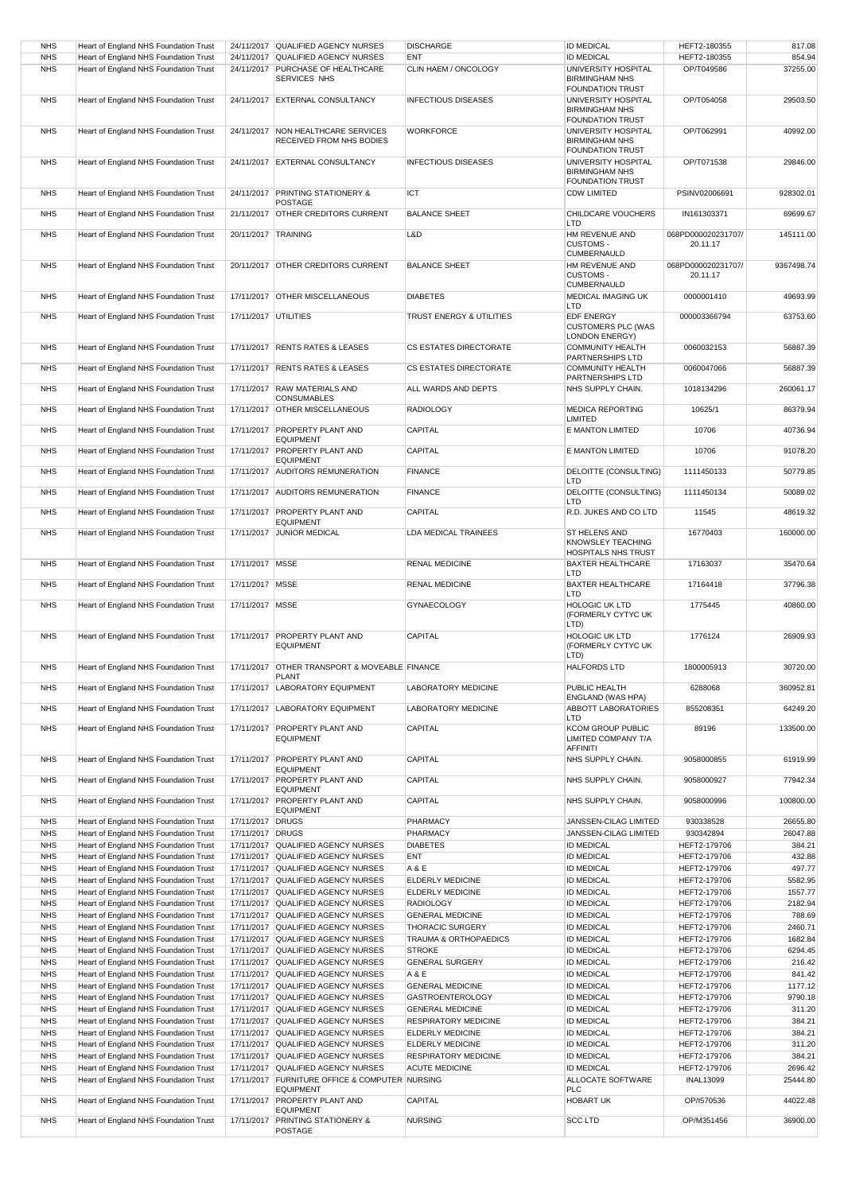| NHS | Heart of England NHS Foundation Trust | 24/11/2017 | QUALIFIED AGENCY NURSES | DISCHARGE | ID MEDICAL | HEFT2-180355 | 817.08 |
|---|---|---|---|---|---|---|---|
| NHS | Heart of England NHS Foundation Trust | 24/11/2017 | QUALIFIED AGENCY NURSES | ENT | ID MEDICAL | HEFT2-180355 | 854.94 |
| NHS | Heart of England NHS Foundation Trust | 24/11/2017 | PURCHASE OF HEALTHCARE SERVICES NHS | CLIN HAEM / ONCOLOGY | UNIVERSITY HOSPITAL BIRMINGHAM NHS FOUNDATION TRUST | OP/T049586 | 37255.00 |
| NHS | Heart of England NHS Foundation Trust | 24/11/2017 | EXTERNAL CONSULTANCY | INFECTIOUS DISEASES | UNIVERSITY HOSPITAL BIRMINGHAM NHS FOUNDATION TRUST | OP/T054058 | 29503.50 |
| NHS | Heart of England NHS Foundation Trust | 24/11/2017 | NON HEALTHCARE SERVICES RECEIVED FROM NHS BODIES | WORKFORCE | UNIVERSITY HOSPITAL BIRMINGHAM NHS FOUNDATION TRUST | OP/T062991 | 40992.00 |
| NHS | Heart of England NHS Foundation Trust | 24/11/2017 | EXTERNAL CONSULTANCY | INFECTIOUS DISEASES | UNIVERSITY HOSPITAL BIRMINGHAM NHS FOUNDATION TRUST | OP/T071538 | 29846.00 |
| NHS | Heart of England NHS Foundation Trust | 24/11/2017 | PRINTING STATIONERY & POSTAGE | ICT | CDW LIMITED | PSINV02006691 | 928302.01 |
| NHS | Heart of England NHS Foundation Trust | 21/11/2017 | OTHER CREDITORS CURRENT | BALANCE SHEET | CHILDCARE VOUCHERS LTD | IN161303371 | 69699.67 |
| NHS | Heart of England NHS Foundation Trust | 20/11/2017 | TRAINING | L&D | HM REVENUE AND CUSTOMS - CUMBERNAULD | 068PD000020231707/ 20.11.17 | 145111.00 |
| NHS | Heart of England NHS Foundation Trust | 20/11/2017 | OTHER CREDITORS CURRENT | BALANCE SHEET | HM REVENUE AND CUSTOMS - CUMBERNAULD | 068PD000020231707/ 20.11.17 | 9367498.74 |
| NHS | Heart of England NHS Foundation Trust | 17/11/2017 | OTHER MISCELLANEOUS | DIABETES | MEDICAL IMAGING UK LTD | 0000001410 | 49693.99 |
| NHS | Heart of England NHS Foundation Trust | 17/11/2017 | UTILITIES | TRUST ENERGY & UTILITIES | EDF ENERGY CUSTOMERS PLC (WAS LONDON ENERGY) | 000003366794 | 63753.60 |
| NHS | Heart of England NHS Foundation Trust | 17/11/2017 | RENTS RATES & LEASES | CS ESTATES DIRECTORATE | COMMUNITY HEALTH PARTNERSHIPS LTD | 0060032153 | 56887.39 |
| NHS | Heart of England NHS Foundation Trust | 17/11/2017 | RENTS RATES & LEASES | CS ESTATES DIRECTORATE | COMMUNITY HEALTH PARTNERSHIPS LTD | 0060047066 | 56887.39 |
| NHS | Heart of England NHS Foundation Trust | 17/11/2017 | RAW MATERIALS AND CONSUMABLES | ALL WARDS AND DEPTS | NHS SUPPLY CHAIN. | 1018134296 | 260061.17 |
| NHS | Heart of England NHS Foundation Trust | 17/11/2017 | OTHER MISCELLANEOUS | RADIOLOGY | MEDICA REPORTING LIMITED | 10625/1 | 86379.94 |
| NHS | Heart of England NHS Foundation Trust | 17/11/2017 | PROPERTY PLANT AND EQUIPMENT | CAPITAL | E MANTON LIMITED | 10706 | 40736.94 |
| NHS | Heart of England NHS Foundation Trust | 17/11/2017 | PROPERTY PLANT AND EQUIPMENT | CAPITAL | E MANTON LIMITED | 10706 | 91078.20 |
| NHS | Heart of England NHS Foundation Trust | 17/11/2017 | AUDITORS REMUNERATION | FINANCE | DELOITTE (CONSULTING) LTD | 1111450133 | 50779.85 |
| NHS | Heart of England NHS Foundation Trust | 17/11/2017 | AUDITORS REMUNERATION | FINANCE | DELOITTE (CONSULTING) LTD | 1111450134 | 50089.02 |
| NHS | Heart of England NHS Foundation Trust | 17/11/2017 | PROPERTY PLANT AND EQUIPMENT | CAPITAL | R.D. JUKES AND CO LTD | 11545 | 48619.32 |
| NHS | Heart of England NHS Foundation Trust | 17/11/2017 | JUNIOR MEDICAL | LDA MEDICAL TRAINEES | ST HELENS AND KNOWSLEY TEACHING HOSPITALS NHS TRUST | 16770403 | 160000.00 |
| NHS | Heart of England NHS Foundation Trust | 17/11/2017 | MSSE | RENAL MEDICINE | BAXTER HEALTHCARE LTD | 17163037 | 35470.64 |
| NHS | Heart of England NHS Foundation Trust | 17/11/2017 | MSSE | RENAL MEDICINE | BAXTER HEALTHCARE LTD | 17164418 | 37796.38 |
| NHS | Heart of England NHS Foundation Trust | 17/11/2017 | MSSE | GYNAECOLOGY | HOLOGIC UK LTD (FORMERLY CYTYC UK LTD) | 1775445 | 40860.00 |
| NHS | Heart of England NHS Foundation Trust | 17/11/2017 | PROPERTY PLANT AND EQUIPMENT | CAPITAL | HOLOGIC UK LTD (FORMERLY CYTYC UK LTD) | 1776124 | 26909.93 |
| NHS | Heart of England NHS Foundation Trust | 17/11/2017 | OTHER TRANSPORT & MOVEABLE PLANT | FINANCE | HALFORDS LTD | 1800005913 | 30720.00 |
| NHS | Heart of England NHS Foundation Trust | 17/11/2017 | LABORATORY EQUIPMENT | LABORATORY MEDICINE | PUBLIC HEALTH ENGLAND (WAS HPA) | 6288068 | 360952.81 |
| NHS | Heart of England NHS Foundation Trust | 17/11/2017 | LABORATORY EQUIPMENT | LABORATORY MEDICINE | ABBOTT LABORATORIES LTD | 855208351 | 64249.20 |
| NHS | Heart of England NHS Foundation Trust | 17/11/2017 | PROPERTY PLANT AND EQUIPMENT | CAPITAL | KCOM GROUP PUBLIC LIMITED COMPANY T/A AFFINITI | 89196 | 133500.00 |
| NHS | Heart of England NHS Foundation Trust | 17/11/2017 | PROPERTY PLANT AND EQUIPMENT | CAPITAL | NHS SUPPLY CHAIN. | 9058000855 | 61919.99 |
| NHS | Heart of England NHS Foundation Trust | 17/11/2017 | PROPERTY PLANT AND EQUIPMENT | CAPITAL | NHS SUPPLY CHAIN. | 9058000927 | 77942.34 |
| NHS | Heart of England NHS Foundation Trust | 17/11/2017 | PROPERTY PLANT AND EQUIPMENT | CAPITAL | NHS SUPPLY CHAIN. | 9058000996 | 100800.00 |
| NHS | Heart of England NHS Foundation Trust | 17/11/2017 | DRUGS | PHARMACY | JANSSEN-CILAG LIMITED | 930338528 | 26655.80 |
| NHS | Heart of England NHS Foundation Trust | 17/11/2017 | DRUGS | PHARMACY | JANSSEN-CILAG LIMITED | 930342894 | 26047.88 |
| NHS | Heart of England NHS Foundation Trust | 17/11/2017 | QUALIFIED AGENCY NURSES | DIABETES | ID MEDICAL | HEFT2-179706 | 384.21 |
| NHS | Heart of England NHS Foundation Trust | 17/11/2017 | QUALIFIED AGENCY NURSES | ENT | ID MEDICAL | HEFT2-179706 | 432.88 |
| NHS | Heart of England NHS Foundation Trust | 17/11/2017 | QUALIFIED AGENCY NURSES | A & E | ID MEDICAL | HEFT2-179706 | 497.77 |
| NHS | Heart of England NHS Foundation Trust | 17/11/2017 | QUALIFIED AGENCY NURSES | ELDERLY MEDICINE | ID MEDICAL | HEFT2-179706 | 5582.95 |
| NHS | Heart of England NHS Foundation Trust | 17/11/2017 | QUALIFIED AGENCY NURSES | ELDERLY MEDICINE | ID MEDICAL | HEFT2-179706 | 1557.77 |
| NHS | Heart of England NHS Foundation Trust | 17/11/2017 | QUALIFIED AGENCY NURSES | RADIOLOGY | ID MEDICAL | HEFT2-179706 | 2182.94 |
| NHS | Heart of England NHS Foundation Trust | 17/11/2017 | QUALIFIED AGENCY NURSES | GENERAL MEDICINE | ID MEDICAL | HEFT2-179706 | 788.69 |
| NHS | Heart of England NHS Foundation Trust | 17/11/2017 | QUALIFIED AGENCY NURSES | THORACIC SURGERY | ID MEDICAL | HEFT2-179706 | 2460.71 |
| NHS | Heart of England NHS Foundation Trust | 17/11/2017 | QUALIFIED AGENCY NURSES | TRAUMA & ORTHOPAEDICS | ID MEDICAL | HEFT2-179706 | 1682.84 |
| NHS | Heart of England NHS Foundation Trust | 17/11/2017 | QUALIFIED AGENCY NURSES | STROKE | ID MEDICAL | HEFT2-179706 | 6294.45 |
| NHS | Heart of England NHS Foundation Trust | 17/11/2017 | QUALIFIED AGENCY NURSES | GENERAL SURGERY | ID MEDICAL | HEFT2-179706 | 216.42 |
| NHS | Heart of England NHS Foundation Trust | 17/11/2017 | QUALIFIED AGENCY NURSES | A & E | ID MEDICAL | HEFT2-179706 | 841.42 |
| NHS | Heart of England NHS Foundation Trust | 17/11/2017 | QUALIFIED AGENCY NURSES | GENERAL MEDICINE | ID MEDICAL | HEFT2-179706 | 1177.12 |
| NHS | Heart of England NHS Foundation Trust | 17/11/2017 | QUALIFIED AGENCY NURSES | GASTROENTEROLOGY | ID MEDICAL | HEFT2-179706 | 9790.18 |
| NHS | Heart of England NHS Foundation Trust | 17/11/2017 | QUALIFIED AGENCY NURSES | GENERAL MEDICINE | ID MEDICAL | HEFT2-179706 | 311.20 |
| NHS | Heart of England NHS Foundation Trust | 17/11/2017 | QUALIFIED AGENCY NURSES | RESPIRATORY MEDICINE | ID MEDICAL | HEFT2-179706 | 384.21 |
| NHS | Heart of England NHS Foundation Trust | 17/11/2017 | QUALIFIED AGENCY NURSES | ELDERLY MEDICINE | ID MEDICAL | HEFT2-179706 | 384.21 |
| NHS | Heart of England NHS Foundation Trust | 17/11/2017 | QUALIFIED AGENCY NURSES | ELDERLY MEDICINE | ID MEDICAL | HEFT2-179706 | 311.20 |
| NHS | Heart of England NHS Foundation Trust | 17/11/2017 | QUALIFIED AGENCY NURSES | RESPIRATORY MEDICINE | ID MEDICAL | HEFT2-179706 | 384.21 |
| NHS | Heart of England NHS Foundation Trust | 17/11/2017 | QUALIFIED AGENCY NURSES | ACUTE MEDICINE | ID MEDICAL | HEFT2-179706 | 2696.42 |
| NHS | Heart of England NHS Foundation Trust | 17/11/2017 | FURNITURE OFFICE & COMPUTER EQUIPMENT | NURSING | ALLOCATE SOFTWARE PLC | INAL13099 | 25444.80 |
| NHS | Heart of England NHS Foundation Trust | 17/11/2017 | PROPERTY PLANT AND EQUIPMENT | CAPITAL | HOBART UK | OP/I570536 | 44022.48 |
| NHS | Heart of England NHS Foundation Trust | 17/11/2017 | PRINTING STATIONERY & POSTAGE | NURSING | SCC LTD | OP/M351456 | 36900.00 |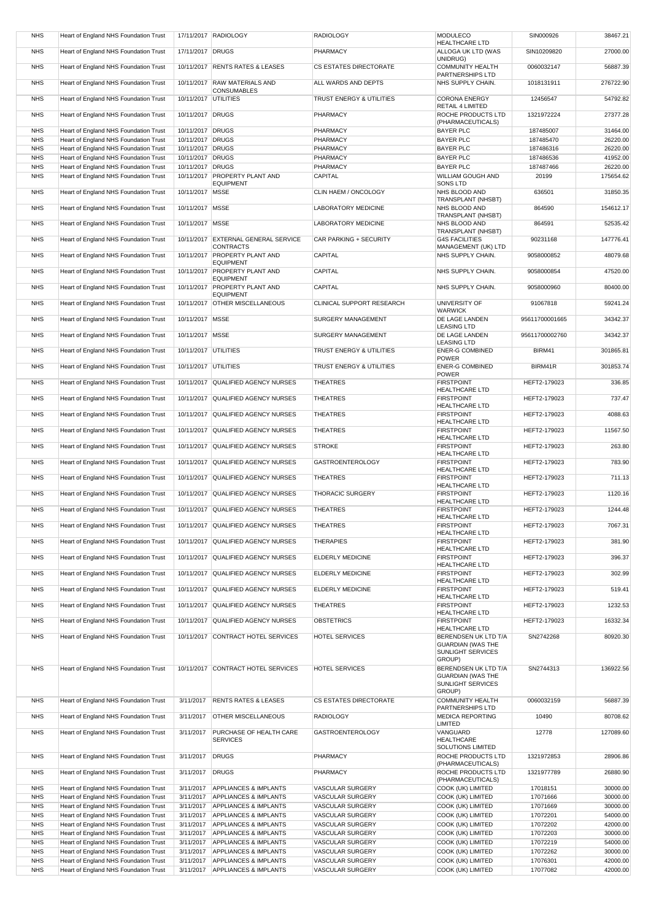| NHS | Heart of England NHS Foundation Trust | 17/11/2017 | RADIOLOGY | RADIOLOGY | MODULECO HEALTHCARE LTD | SIN000926 | 38467.21 |
|---|---|---|---|---|---|---|---|
| NHS | Heart of England NHS Foundation Trust | 17/11/2017 | DRUGS | PHARMACY | ALLOGA UK LTD (WAS UNIDRUG) | SIN10209820 | 27000.00 |
| NHS | Heart of England NHS Foundation Trust | 10/11/2017 | RENTS RATES & LEASES | CS ESTATES DIRECTORATE | COMMUNITY HEALTH PARTNERSHIPS LTD | 0060032147 | 56887.39 |
| NHS | Heart of England NHS Foundation Trust | 10/11/2017 | RAW MATERIALS AND CONSUMABLES | ALL WARDS AND DEPTS | NHS SUPPLY CHAIN. | 1018131911 | 276722.90 |
| NHS | Heart of England NHS Foundation Trust | 10/11/2017 | UTILITIES | TRUST ENERGY & UTILITIES | CORONA ENERGY RETAIL 4 LIMITED | 12456547 | 54792.82 |
| NHS | Heart of England NHS Foundation Trust | 10/11/2017 | DRUGS | PHARMACY | ROCHE PRODUCTS LTD (PHARMACEUTICALS) | 1321972224 | 27377.28 |
| NHS | Heart of England NHS Foundation Trust | 10/11/2017 | DRUGS | PHARMACY | BAYER PLC | 187485007 | 31464.00 |
| NHS | Heart of England NHS Foundation Trust | 10/11/2017 | DRUGS | PHARMACY | BAYER PLC | 187485470 | 26220.00 |
| NHS | Heart of England NHS Foundation Trust | 10/11/2017 | DRUGS | PHARMACY | BAYER PLC | 187486316 | 26220.00 |
| NHS | Heart of England NHS Foundation Trust | 10/11/2017 | DRUGS | PHARMACY | BAYER PLC | 187486536 | 41952.00 |
| NHS | Heart of England NHS Foundation Trust | 10/11/2017 | DRUGS | PHARMACY | BAYER PLC | 187487466 | 26220.00 |
| NHS | Heart of England NHS Foundation Trust | 10/11/2017 | PROPERTY PLANT AND EQUIPMENT | CAPITAL | WILLIAM GOUGH AND SONS LTD | 20199 | 175654.62 |
| NHS | Heart of England NHS Foundation Trust | 10/11/2017 | MSSE | CLIN HAEM / ONCOLOGY | NHS BLOOD AND TRANSPLANT (NHSBT) | 636501 | 31850.35 |
| NHS | Heart of England NHS Foundation Trust | 10/11/2017 | MSSE | LABORATORY MEDICINE | NHS BLOOD AND TRANSPLANT (NHSBT) | 864590 | 154612.17 |
| NHS | Heart of England NHS Foundation Trust | 10/11/2017 | MSSE | LABORATORY MEDICINE | NHS BLOOD AND TRANSPLANT (NHSBT) | 864591 | 52535.42 |
| NHS | Heart of England NHS Foundation Trust | 10/11/2017 | EXTERNAL GENERAL SERVICE CONTRACTS | CAR PARKING + SECURITY | G4S FACILITIES MANAGEMENT (UK) LTD | 90231168 | 147776.41 |
| NHS | Heart of England NHS Foundation Trust | 10/11/2017 | PROPERTY PLANT AND EQUIPMENT | CAPITAL | NHS SUPPLY CHAIN. | 9058000852 | 48079.68 |
| NHS | Heart of England NHS Foundation Trust | 10/11/2017 | PROPERTY PLANT AND EQUIPMENT | CAPITAL | NHS SUPPLY CHAIN. | 9058000854 | 47520.00 |
| NHS | Heart of England NHS Foundation Trust | 10/11/2017 | PROPERTY PLANT AND EQUIPMENT | CAPITAL | NHS SUPPLY CHAIN. | 9058000960 | 80400.00 |
| NHS | Heart of England NHS Foundation Trust | 10/11/2017 | OTHER MISCELLANEOUS | CLINICAL SUPPORT RESEARCH | UNIVERSITY OF WARWICK | 91067818 | 59241.24 |
| NHS | Heart of England NHS Foundation Trust | 10/11/2017 | MSSE | SURGERY MANAGEMENT | DE LAGE LANDEN LEASING LTD | 95611700001665 | 34342.37 |
| NHS | Heart of England NHS Foundation Trust | 10/11/2017 | MSSE | SURGERY MANAGEMENT | DE LAGE LANDEN LEASING LTD | 95611700002760 | 34342.37 |
| NHS | Heart of England NHS Foundation Trust | 10/11/2017 | UTILITIES | TRUST ENERGY & UTILITIES | ENER-G COMBINED POWER | BIRM41 | 301865.81 |
| NHS | Heart of England NHS Foundation Trust | 10/11/2017 | UTILITIES | TRUST ENERGY & UTILITIES | ENER-G COMBINED POWER | BIRM41R | 301853.74 |
| NHS | Heart of England NHS Foundation Trust | 10/11/2017 | QUALIFIED AGENCY NURSES | THEATRES | FIRSTPOINT HEALTHCARE LTD | HEFT2-179023 | 336.85 |
| NHS | Heart of England NHS Foundation Trust | 10/11/2017 | QUALIFIED AGENCY NURSES | THEATRES | FIRSTPOINT HEALTHCARE LTD | HEFT2-179023 | 737.47 |
| NHS | Heart of England NHS Foundation Trust | 10/11/2017 | QUALIFIED AGENCY NURSES | THEATRES | FIRSTPOINT HEALTHCARE LTD | HEFT2-179023 | 4088.63 |
| NHS | Heart of England NHS Foundation Trust | 10/11/2017 | QUALIFIED AGENCY NURSES | THEATRES | FIRSTPOINT HEALTHCARE LTD | HEFT2-179023 | 11567.50 |
| NHS | Heart of England NHS Foundation Trust | 10/11/2017 | QUALIFIED AGENCY NURSES | STROKE | FIRSTPOINT HEALTHCARE LTD | HEFT2-179023 | 263.80 |
| NHS | Heart of England NHS Foundation Trust | 10/11/2017 | QUALIFIED AGENCY NURSES | GASTROENTEROLOGY | FIRSTPOINT HEALTHCARE LTD | HEFT2-179023 | 783.90 |
| NHS | Heart of England NHS Foundation Trust | 10/11/2017 | QUALIFIED AGENCY NURSES | THEATRES | FIRSTPOINT HEALTHCARE LTD | HEFT2-179023 | 711.13 |
| NHS | Heart of England NHS Foundation Trust | 10/11/2017 | QUALIFIED AGENCY NURSES | THORACIC SURGERY | FIRSTPOINT HEALTHCARE LTD | HEFT2-179023 | 1120.16 |
| NHS | Heart of England NHS Foundation Trust | 10/11/2017 | QUALIFIED AGENCY NURSES | THEATRES | FIRSTPOINT HEALTHCARE LTD | HEFT2-179023 | 1244.48 |
| NHS | Heart of England NHS Foundation Trust | 10/11/2017 | QUALIFIED AGENCY NURSES | THEATRES | FIRSTPOINT HEALTHCARE LTD | HEFT2-179023 | 7067.31 |
| NHS | Heart of England NHS Foundation Trust | 10/11/2017 | QUALIFIED AGENCY NURSES | THERAPIES | FIRSTPOINT HEALTHCARE LTD | HEFT2-179023 | 381.90 |
| NHS | Heart of England NHS Foundation Trust | 10/11/2017 | QUALIFIED AGENCY NURSES | ELDERLY MEDICINE | FIRSTPOINT HEALTHCARE LTD | HEFT2-179023 | 396.37 |
| NHS | Heart of England NHS Foundation Trust | 10/11/2017 | QUALIFIED AGENCY NURSES | ELDERLY MEDICINE | FIRSTPOINT HEALTHCARE LTD | HEFT2-179023 | 302.99 |
| NHS | Heart of England NHS Foundation Trust | 10/11/2017 | QUALIFIED AGENCY NURSES | ELDERLY MEDICINE | FIRSTPOINT HEALTHCARE LTD | HEFT2-179023 | 519.41 |
| NHS | Heart of England NHS Foundation Trust | 10/11/2017 | QUALIFIED AGENCY NURSES | THEATRES | FIRSTPOINT HEALTHCARE LTD | HEFT2-179023 | 1232.53 |
| NHS | Heart of England NHS Foundation Trust | 10/11/2017 | QUALIFIED AGENCY NURSES | OBSTETRICS | FIRSTPOINT HEALTHCARE LTD | HEFT2-179023 | 16332.34 |
| NHS | Heart of England NHS Foundation Trust | 10/11/2017 | CONTRACT HOTEL SERVICES | HOTEL SERVICES | BERENDSEN UK LTD T/A GUARDIAN (WAS THE SUNLIGHT SERVICES GROUP) | SN2742268 | 80920.30 |
| NHS | Heart of England NHS Foundation Trust | 10/11/2017 | CONTRACT HOTEL SERVICES | HOTEL SERVICES | BERENDSEN UK LTD T/A GUARDIAN (WAS THE SUNLIGHT SERVICES GROUP) | SN2744313 | 136922.56 |
| NHS | Heart of England NHS Foundation Trust | 3/11/2017 | RENTS RATES & LEASES | CS ESTATES DIRECTORATE | COMMUNITY HEALTH PARTNERSHIPS LTD | 0060032159 | 56887.39 |
| NHS | Heart of England NHS Foundation Trust | 3/11/2017 | OTHER MISCELLANEOUS | RADIOLOGY | MEDICA REPORTING LIMITED | 10490 | 80708.62 |
| NHS | Heart of England NHS Foundation Trust | 3/11/2017 | PURCHASE OF HEALTH CARE SERVICES | GASTROENTEROLOGY | VANGUARD HEALTHCARE SOLUTIONS LIMITED | 12778 | 127089.60 |
| NHS | Heart of England NHS Foundation Trust | 3/11/2017 | DRUGS | PHARMACY | ROCHE PRODUCTS LTD (PHARMACEUTICALS) | 1321972853 | 28906.86 |
| NHS | Heart of England NHS Foundation Trust | 3/11/2017 | DRUGS | PHARMACY | ROCHE PRODUCTS LTD (PHARMACEUTICALS) | 1321977789 | 26880.90 |
| NHS | Heart of England NHS Foundation Trust | 3/11/2017 | APPLIANCES & IMPLANTS | VASCULAR SURGERY | COOK (UK) LIMITED | 17018151 | 30000.00 |
| NHS | Heart of England NHS Foundation Trust | 3/11/2017 | APPLIANCES & IMPLANTS | VASCULAR SURGERY | COOK (UK) LIMITED | 17071666 | 30000.00 |
| NHS | Heart of England NHS Foundation Trust | 3/11/2017 | APPLIANCES & IMPLANTS | VASCULAR SURGERY | COOK (UK) LIMITED | 17071669 | 30000.00 |
| NHS | Heart of England NHS Foundation Trust | 3/11/2017 | APPLIANCES & IMPLANTS | VASCULAR SURGERY | COOK (UK) LIMITED | 17072201 | 54000.00 |
| NHS | Heart of England NHS Foundation Trust | 3/11/2017 | APPLIANCES & IMPLANTS | VASCULAR SURGERY | COOK (UK) LIMITED | 17072202 | 42000.00 |
| NHS | Heart of England NHS Foundation Trust | 3/11/2017 | APPLIANCES & IMPLANTS | VASCULAR SURGERY | COOK (UK) LIMITED | 17072203 | 30000.00 |
| NHS | Heart of England NHS Foundation Trust | 3/11/2017 | APPLIANCES & IMPLANTS | VASCULAR SURGERY | COOK (UK) LIMITED | 17072219 | 54000.00 |
| NHS | Heart of England NHS Foundation Trust | 3/11/2017 | APPLIANCES & IMPLANTS | VASCULAR SURGERY | COOK (UK) LIMITED | 17072262 | 30000.00 |
| NHS | Heart of England NHS Foundation Trust | 3/11/2017 | APPLIANCES & IMPLANTS | VASCULAR SURGERY | COOK (UK) LIMITED | 17076301 | 42000.00 |
| NHS | Heart of England NHS Foundation Trust | 3/11/2017 | APPLIANCES & IMPLANTS | VASCULAR SURGERY | COOK (UK) LIMITED | 17077082 | 42000.00 |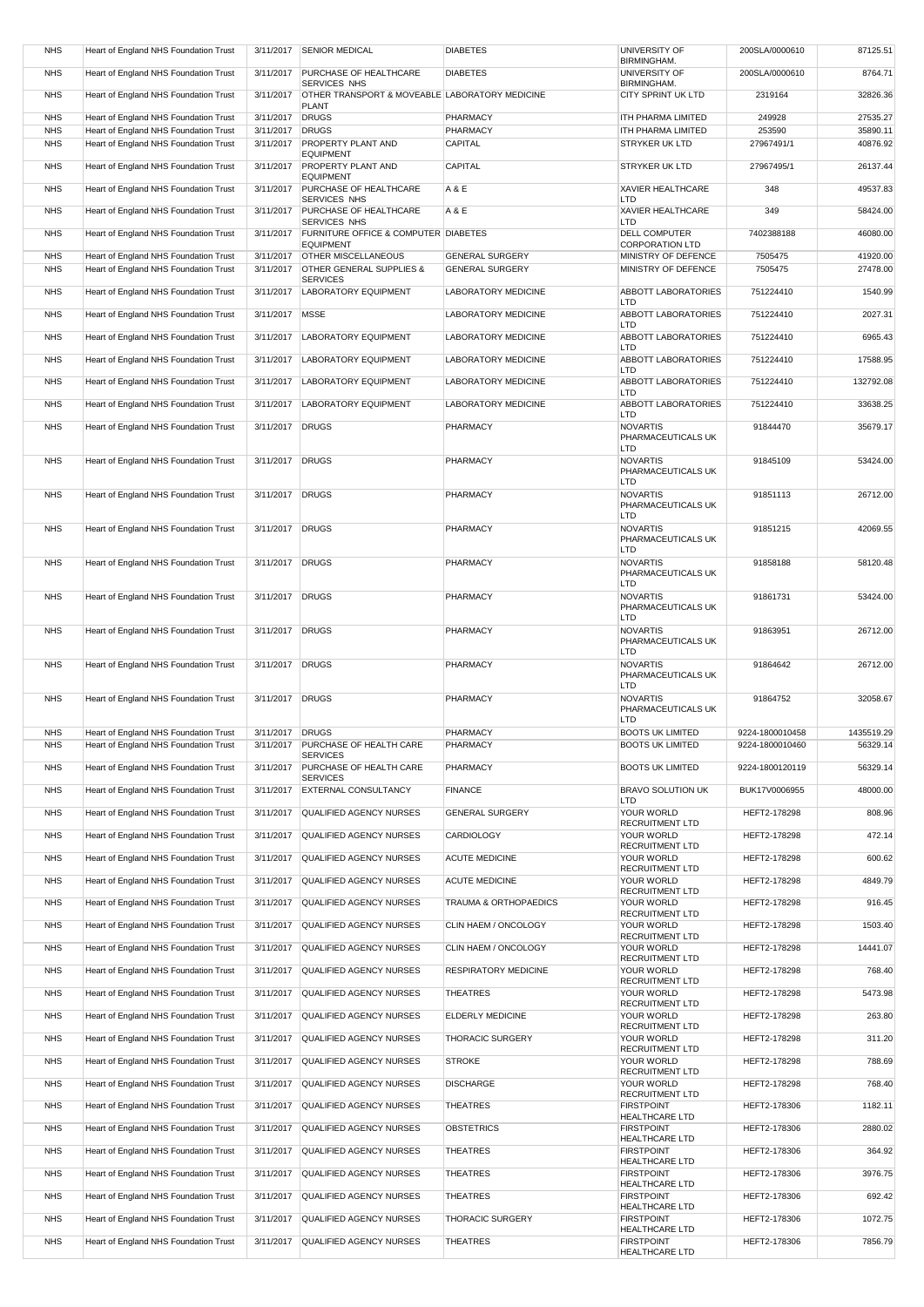| NHS | Heart of England NHS Foundation Trust | 3/11/2017 | SENIOR MEDICAL | DIABETES | UNIVERSITY OF BIRMINGHAM. | 200SLA/0000610 | 87125.51 |
|---|---|---|---|---|---|---|---|
| NHS | Heart of England NHS Foundation Trust | 3/11/2017 | PURCHASE OF HEALTHCARE SERVICES NHS | DIABETES | UNIVERSITY OF BIRMINGHAM. | 200SLA/0000610 | 8764.71 |
| NHS | Heart of England NHS Foundation Trust | 3/11/2017 | OTHER TRANSPORT & MOVEABLE PLANT | LABORATORY MEDICINE | CITY SPRINT UK LTD | 2319164 | 32826.36 |
| NHS | Heart of England NHS Foundation Trust | 3/11/2017 | DRUGS | PHARMACY | ITH PHARMA LIMITED | 249928 | 27535.27 |
| NHS | Heart of England NHS Foundation Trust | 3/11/2017 | DRUGS | PHARMACY | ITH PHARMA LIMITED | 253590 | 35890.11 |
| NHS | Heart of England NHS Foundation Trust | 3/11/2017 | PROPERTY PLANT AND EQUIPMENT | CAPITAL | STRYKER UK LTD | 27967491/1 | 40876.92 |
| NHS | Heart of England NHS Foundation Trust | 3/11/2017 | PROPERTY PLANT AND EQUIPMENT | CAPITAL | STRYKER UK LTD | 27967495/1 | 26137.44 |
| NHS | Heart of England NHS Foundation Trust | 3/11/2017 | PURCHASE OF HEALTHCARE SERVICES NHS | A & E | XAVIER HEALTHCARE LTD | 348 | 49537.83 |
| NHS | Heart of England NHS Foundation Trust | 3/11/2017 | PURCHASE OF HEALTHCARE SERVICES NHS | A & E | XAVIER HEALTHCARE LTD | 349 | 58424.00 |
| NHS | Heart of England NHS Foundation Trust | 3/11/2017 | FURNITURE OFFICE & COMPUTER EQUIPMENT | DIABETES | DELL COMPUTER CORPORATION LTD | 7402388188 | 46080.00 |
| NHS | Heart of England NHS Foundation Trust | 3/11/2017 | OTHER MISCELLANEOUS | GENERAL SURGERY | MINISTRY OF DEFENCE | 7505475 | 41920.00 |
| NHS | Heart of England NHS Foundation Trust | 3/11/2017 | OTHER GENERAL SUPPLIES & SERVICES | GENERAL SURGERY | MINISTRY OF DEFENCE | 7505475 | 27478.00 |
| NHS | Heart of England NHS Foundation Trust | 3/11/2017 | LABORATORY EQUIPMENT | LABORATORY MEDICINE | ABBOTT LABORATORIES LTD | 751224410 | 1540.99 |
| NHS | Heart of England NHS Foundation Trust | 3/11/2017 | MSSE | LABORATORY MEDICINE | ABBOTT LABORATORIES LTD | 751224410 | 2027.31 |
| NHS | Heart of England NHS Foundation Trust | 3/11/2017 | LABORATORY EQUIPMENT | LABORATORY MEDICINE | ABBOTT LABORATORIES LTD | 751224410 | 6965.43 |
| NHS | Heart of England NHS Foundation Trust | 3/11/2017 | LABORATORY EQUIPMENT | LABORATORY MEDICINE | ABBOTT LABORATORIES LTD | 751224410 | 17588.95 |
| NHS | Heart of England NHS Foundation Trust | 3/11/2017 | LABORATORY EQUIPMENT | LABORATORY MEDICINE | ABBOTT LABORATORIES LTD | 751224410 | 132792.08 |
| NHS | Heart of England NHS Foundation Trust | 3/11/2017 | LABORATORY EQUIPMENT | LABORATORY MEDICINE | ABBOTT LABORATORIES LTD | 751224410 | 33638.25 |
| NHS | Heart of England NHS Foundation Trust | 3/11/2017 | DRUGS | PHARMACY | NOVARTIS PHARMACEUTICALS UK LTD | 91844470 | 35679.17 |
| NHS | Heart of England NHS Foundation Trust | 3/11/2017 | DRUGS | PHARMACY | NOVARTIS PHARMACEUTICALS UK LTD | 91845109 | 53424.00 |
| NHS | Heart of England NHS Foundation Trust | 3/11/2017 | DRUGS | PHARMACY | NOVARTIS PHARMACEUTICALS UK LTD | 91851113 | 26712.00 |
| NHS | Heart of England NHS Foundation Trust | 3/11/2017 | DRUGS | PHARMACY | NOVARTIS PHARMACEUTICALS UK LTD | 91851215 | 42069.55 |
| NHS | Heart of England NHS Foundation Trust | 3/11/2017 | DRUGS | PHARMACY | NOVARTIS PHARMACEUTICALS UK LTD | 91858188 | 58120.48 |
| NHS | Heart of England NHS Foundation Trust | 3/11/2017 | DRUGS | PHARMACY | NOVARTIS PHARMACEUTICALS UK LTD | 91861731 | 53424.00 |
| NHS | Heart of England NHS Foundation Trust | 3/11/2017 | DRUGS | PHARMACY | NOVARTIS PHARMACEUTICALS UK LTD | 91863951 | 26712.00 |
| NHS | Heart of England NHS Foundation Trust | 3/11/2017 | DRUGS | PHARMACY | NOVARTIS PHARMACEUTICALS UK LTD | 91864642 | 26712.00 |
| NHS | Heart of England NHS Foundation Trust | 3/11/2017 | DRUGS | PHARMACY | NOVARTIS PHARMACEUTICALS UK LTD | 91864752 | 32058.67 |
| NHS | Heart of England NHS Foundation Trust | 3/11/2017 | DRUGS | PHARMACY | BOOTS UK LIMITED | 9224-1800010458 | 1435519.29 |
| NHS | Heart of England NHS Foundation Trust | 3/11/2017 | PURCHASE OF HEALTH CARE SERVICES | PHARMACY | BOOTS UK LIMITED | 9224-1800010460 | 56329.14 |
| NHS | Heart of England NHS Foundation Trust | 3/11/2017 | PURCHASE OF HEALTH CARE SERVICES | PHARMACY | BOOTS UK LIMITED | 9224-1800120119 | 56329.14 |
| NHS | Heart of England NHS Foundation Trust | 3/11/2017 | EXTERNAL CONSULTANCY | FINANCE | BRAVO SOLUTION UK LTD | BUK17V0006955 | 48000.00 |
| NHS | Heart of England NHS Foundation Trust | 3/11/2017 | QUALIFIED AGENCY NURSES | GENERAL SURGERY | YOUR WORLD RECRUITMENT LTD | HEFT2-178298 | 808.96 |
| NHS | Heart of England NHS Foundation Trust | 3/11/2017 | QUALIFIED AGENCY NURSES | CARDIOLOGY | YOUR WORLD RECRUITMENT LTD | HEFT2-178298 | 472.14 |
| NHS | Heart of England NHS Foundation Trust | 3/11/2017 | QUALIFIED AGENCY NURSES | ACUTE MEDICINE | YOUR WORLD RECRUITMENT LTD | HEFT2-178298 | 600.62 |
| NHS | Heart of England NHS Foundation Trust | 3/11/2017 | QUALIFIED AGENCY NURSES | ACUTE MEDICINE | YOUR WORLD RECRUITMENT LTD | HEFT2-178298 | 4849.79 |
| NHS | Heart of England NHS Foundation Trust | 3/11/2017 | QUALIFIED AGENCY NURSES | TRAUMA & ORTHOPAEDICS | YOUR WORLD RECRUITMENT LTD | HEFT2-178298 | 916.45 |
| NHS | Heart of England NHS Foundation Trust | 3/11/2017 | QUALIFIED AGENCY NURSES | CLIN HAEM / ONCOLOGY | YOUR WORLD RECRUITMENT LTD | HEFT2-178298 | 1503.40 |
| NHS | Heart of England NHS Foundation Trust | 3/11/2017 | QUALIFIED AGENCY NURSES | CLIN HAEM / ONCOLOGY | YOUR WORLD RECRUITMENT LTD | HEFT2-178298 | 14441.07 |
| NHS | Heart of England NHS Foundation Trust | 3/11/2017 | QUALIFIED AGENCY NURSES | RESPIRATORY MEDICINE | YOUR WORLD RECRUITMENT LTD | HEFT2-178298 | 768.40 |
| NHS | Heart of England NHS Foundation Trust | 3/11/2017 | QUALIFIED AGENCY NURSES | THEATRES | YOUR WORLD RECRUITMENT LTD | HEFT2-178298 | 5473.98 |
| NHS | Heart of England NHS Foundation Trust | 3/11/2017 | QUALIFIED AGENCY NURSES | ELDERLY MEDICINE | YOUR WORLD RECRUITMENT LTD | HEFT2-178298 | 263.80 |
| NHS | Heart of England NHS Foundation Trust | 3/11/2017 | QUALIFIED AGENCY NURSES | THORACIC SURGERY | YOUR WORLD RECRUITMENT LTD | HEFT2-178298 | 311.20 |
| NHS | Heart of England NHS Foundation Trust | 3/11/2017 | QUALIFIED AGENCY NURSES | STROKE | YOUR WORLD RECRUITMENT LTD | HEFT2-178298 | 788.69 |
| NHS | Heart of England NHS Foundation Trust | 3/11/2017 | QUALIFIED AGENCY NURSES | DISCHARGE | YOUR WORLD RECRUITMENT LTD | HEFT2-178298 | 768.40 |
| NHS | Heart of England NHS Foundation Trust | 3/11/2017 | QUALIFIED AGENCY NURSES | THEATRES | FIRSTPOINT HEALTHCARE LTD | HEFT2-178306 | 1182.11 |
| NHS | Heart of England NHS Foundation Trust | 3/11/2017 | QUALIFIED AGENCY NURSES | OBSTETRICS | FIRSTPOINT HEALTHCARE LTD | HEFT2-178306 | 2880.02 |
| NHS | Heart of England NHS Foundation Trust | 3/11/2017 | QUALIFIED AGENCY NURSES | THEATRES | FIRSTPOINT HEALTHCARE LTD | HEFT2-178306 | 364.92 |
| NHS | Heart of England NHS Foundation Trust | 3/11/2017 | QUALIFIED AGENCY NURSES | THEATRES | FIRSTPOINT HEALTHCARE LTD | HEFT2-178306 | 3976.75 |
| NHS | Heart of England NHS Foundation Trust | 3/11/2017 | QUALIFIED AGENCY NURSES | THEATRES | FIRSTPOINT HEALTHCARE LTD | HEFT2-178306 | 692.42 |
| NHS | Heart of England NHS Foundation Trust | 3/11/2017 | QUALIFIED AGENCY NURSES | THORACIC SURGERY | FIRSTPOINT HEALTHCARE LTD | HEFT2-178306 | 1072.75 |
| NHS | Heart of England NHS Foundation Trust | 3/11/2017 | QUALIFIED AGENCY NURSES | THEATRES | FIRSTPOINT HEALTHCARE LTD | HEFT2-178306 | 7856.79 |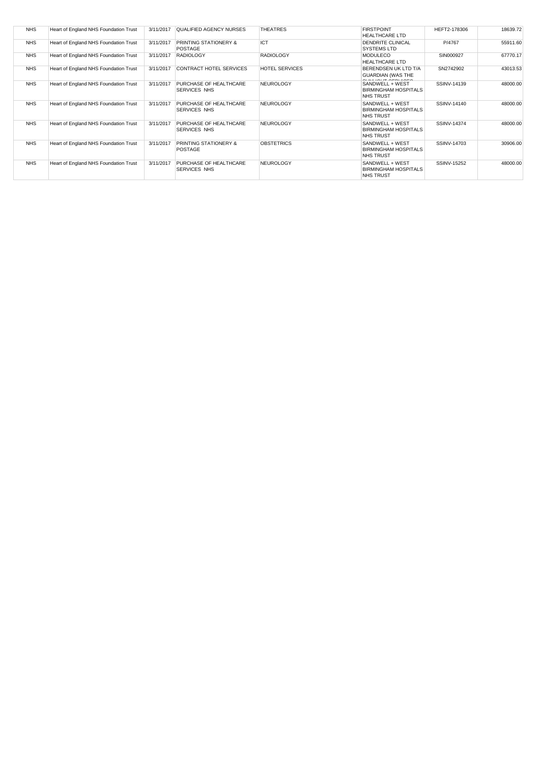| | | | | | | | |
|---|---|---|---|---|---|---|---|
| NHS | Heart of England NHS Foundation Trust | 3/11/2017 | QUALIFIED AGENCY NURSES | THEATRES | FIRSTPOINT HEALTHCARE LTD | HEFT2-178306 | 18639.72 |
| NHS | Heart of England NHS Foundation Trust | 3/11/2017 | PRINTING STATIONERY & POSTAGE | ICT | DENDRITE CLINICAL SYSTEMS LTD | P/4767 | 55911.60 |
| NHS | Heart of England NHS Foundation Trust | 3/11/2017 | RADIOLOGY | RADIOLOGY | MODULECO HEALTHCARE LTD | SIN000927 | 67770.17 |
| NHS | Heart of England NHS Foundation Trust | 3/11/2017 | CONTRACT HOTEL SERVICES | HOTEL SERVICES | BERENDSEN UK LTD T/A GUARDIAN (WAS THE | SN2742902 | 43013.53 |
| NHS | Heart of England NHS Foundation Trust | 3/11/2017 | PURCHASE OF HEALTHCARE SERVICES NHS | NEUROLOGY | SANDWELL + WEST BIRMINGHAM HOSPITALS NHS TRUST | SSINV-14139 | 48000.00 |
| NHS | Heart of England NHS Foundation Trust | 3/11/2017 | PURCHASE OF HEALTHCARE SERVICES NHS | NEUROLOGY | SANDWELL + WEST BIRMINGHAM HOSPITALS NHS TRUST | SSINV-14140 | 48000.00 |
| NHS | Heart of England NHS Foundation Trust | 3/11/2017 | PURCHASE OF HEALTHCARE SERVICES NHS | NEUROLOGY | SANDWELL + WEST BIRMINGHAM HOSPITALS NHS TRUST | SSINV-14374 | 48000.00 |
| NHS | Heart of England NHS Foundation Trust | 3/11/2017 | PRINTING STATIONERY & POSTAGE | OBSTETRICS | SANDWELL + WEST BIRMINGHAM HOSPITALS NHS TRUST | SSINV-14703 | 30906.00 |
| NHS | Heart of England NHS Foundation Trust | 3/11/2017 | PURCHASE OF HEALTHCARE SERVICES NHS | NEUROLOGY | SANDWELL + WEST BIRMINGHAM HOSPITALS NHS TRUST | SSINV-15252 | 48000.00 |